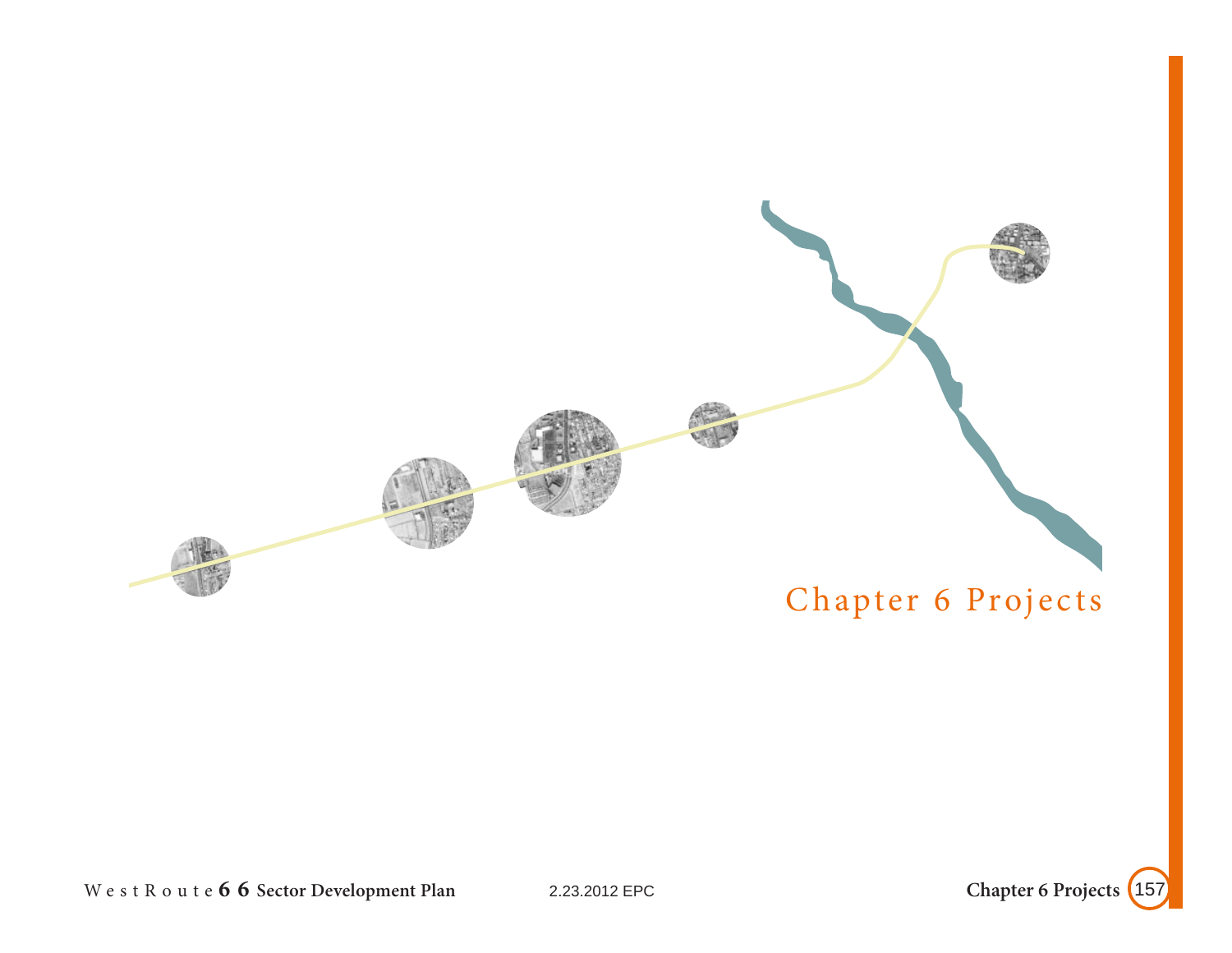# Chapter 6 Projects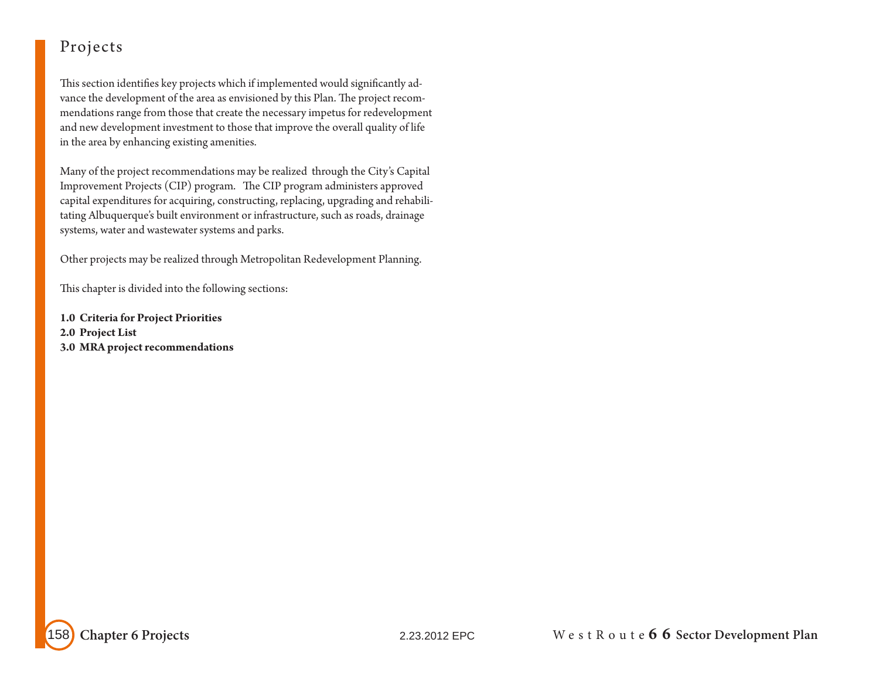# Projects

This section identifies key projects which if implemented would significantly advance the development of the area as envisioned by this Plan. The project recommendations range from those that create the necessary impetus for redevelopment and new development investment to those that improve the overall quality of life in the area by enhancing existing amenities.

Many of the project recommendations may be realized through the City's Capital Improvement Projects (CIP) program. The CIP program administers approved capital expenditures for acquiring, constructing, replacing, upgrading and rehabilitating Albuquerque's built environment or infrastructure, such as roads, drainage systems, water and wastewater systems and parks.

Other projects may be realized through Metropolitan Redevelopment Planning.

This chapter is divided into the following sections:

**1.0 Criteria for Project Priorities**
**2.0 Project List**
**3.0 MRA project recommendations**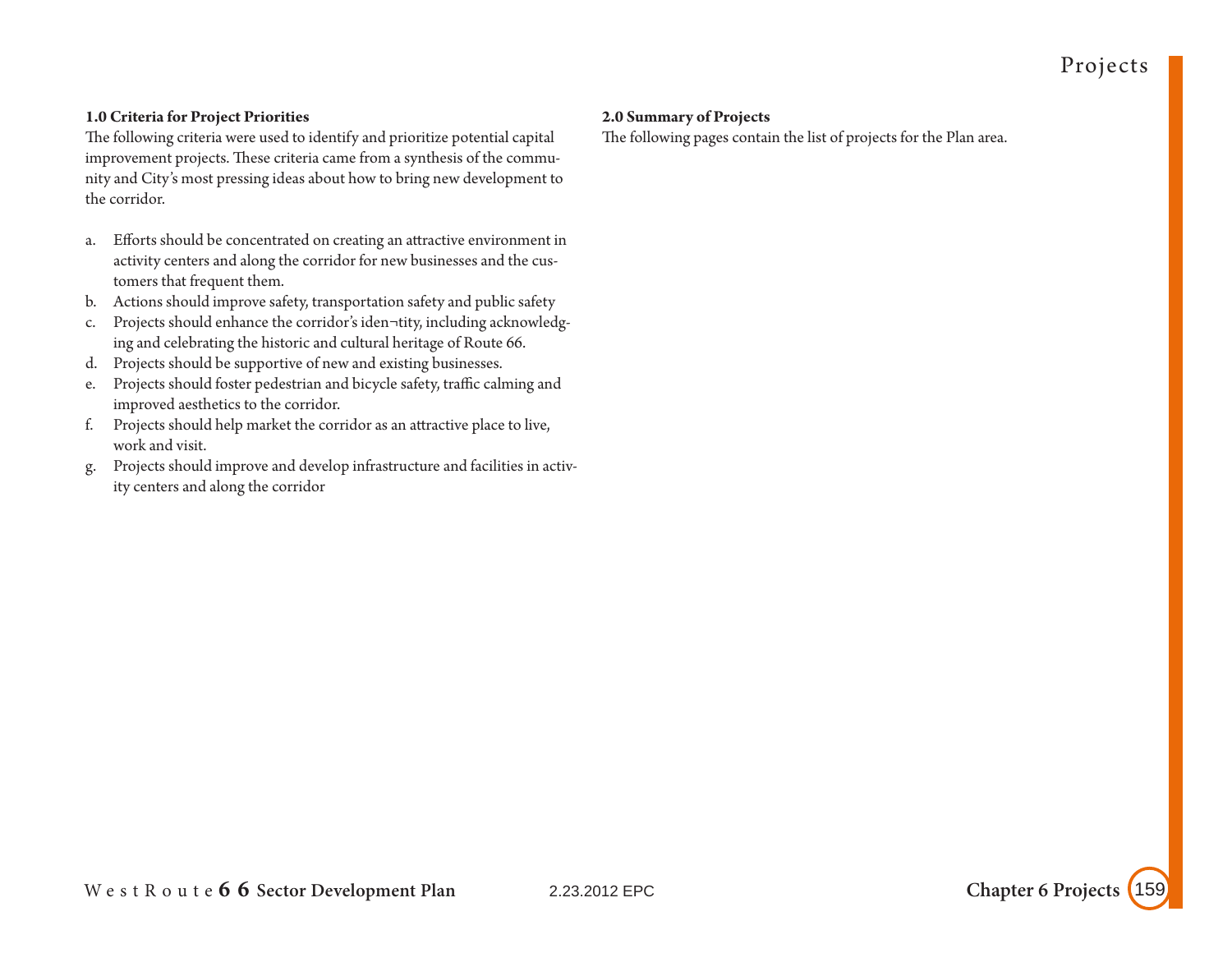### 1.0 Criteria for Project Priorities

The following criteria were used to identify and prioritize potential capital improvement projects. These criteria came from a synthesis of the community and City's most pressing ideas about how to bring new development to the corridor.

a. Efforts should be concentrated on creating an attractive environment in activity centers and along the corridor for new businesses and the customers that frequent them.
b. Actions should improve safety, transportation safety and public safety
c. Projects should enhance the corridor's iden¬tity, including acknowledging and celebrating the historic and cultural heritage of Route 66.
d. Projects should be supportive of new and existing businesses.
e. Projects should foster pedestrian and bicycle safety, traffic calming and improved aesthetics to the corridor.
f. Projects should help market the corridor as an attractive place to live, work and visit.
g. Projects should improve and develop infrastructure and facilities in activity centers and along the corridor

### 2.0 Summary of Projects

The following pages contain the list of projects for the Plan area.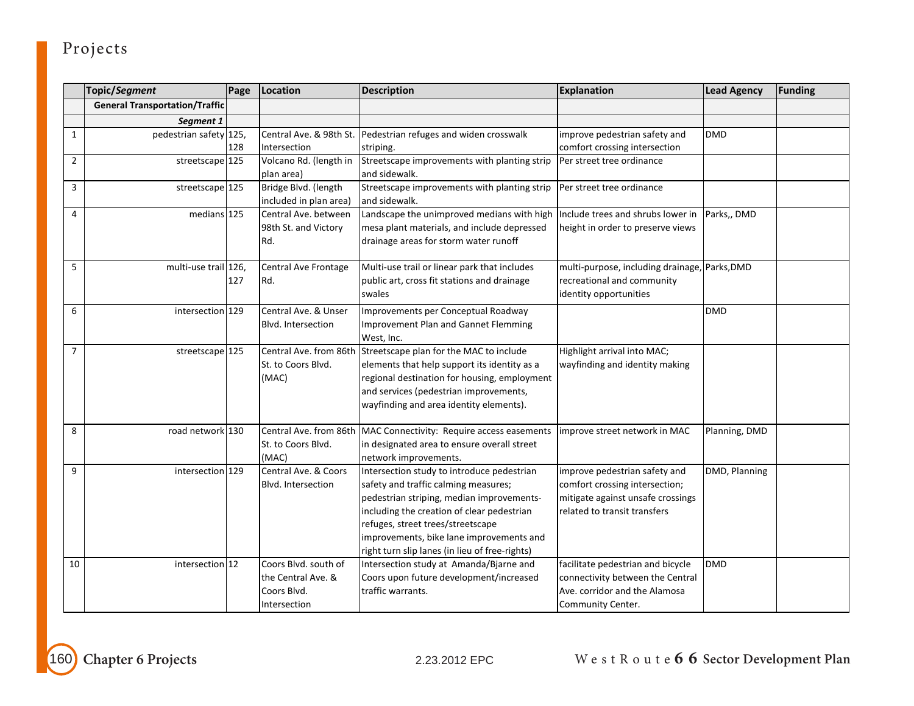# Projects

| | Topic/*Segment* | Page | Location | Description | Explanation | Lead Agency | Funding |
|---|---|---|---|---|---|---|---|
| | **General Transportation/Traffic** | | | | | | |
| | ***Segment 1*** | | | | | | |
| 1 | pedestrian safety | 125, 128 | Central Ave. & 98th St. Intersection | Pedestrian refuges and widen crosswalk striping. | improve pedestrian safety and comfort crossing intersection | DMD | |
| 2 | streetscape | 125 | Volcano Rd. (length in plan area) | Streetscape improvements with planting strip and sidewalk. | Per street tree ordinance | | |
| 3 | streetscape | 125 | Bridge Blvd. (length included in plan area) | Streetscape improvements with planting strip and sidewalk. | Per street tree ordinance | | |
| 4 | medians | 125 | Central Ave. between 98th St. and Victory Rd. | Landscape the unimproved medians with high mesa plant materials, and include depressed drainage areas for storm water runoff | Include trees and shrubs lower in height in order to preserve views | Parks,, DMD | |
| 5 | multi-use trail | 126, 127 | Central Ave Frontage Rd. | Multi-use trail or linear park that includes public art, cross fit stations and drainage swales | multi-purpose, including drainage, recreational and community identity opportunities | Parks,DMD | |
| 6 | intersection | 129 | Central Ave. & Unser Blvd. Intersection | Improvements per Conceptual Roadway Improvement Plan and Gannet Flemming West, Inc. | | DMD | |
| 7 | streetscape | 125 | Central Ave. from 86th St. to Coors Blvd. (MAC) | Streetscape plan for the MAC to include elements that help support its identity as a regional destination for housing, employment and services (pedestrian improvements, wayfinding and area identity elements). | Highlight arrival into MAC; wayfinding and identity making | | |
| 8 | road network | 130 | Central Ave. from 86th St. to Coors Blvd. (MAC) | MAC Connectivity: Require access easements in designated area to ensure overall street network improvements. | improve street network in MAC | Planning, DMD | |
| 9 | intersection | 129 | Central Ave. & Coors Blvd. Intersection | Intersection study to introduce pedestrian safety and traffic calming measures; pedestrian striping, median improvements- including the creation of clear pedestrian refuges, street trees/streetscape improvements, bike lane improvements and right turn slip lanes (in lieu of free-rights) | improve pedestrian safety and comfort crossing intersection; mitigate against unsafe crossings related to transit transfers | DMD, Planning | |
| 10 | intersection | 12 | Coors Blvd. south of the Central Ave. & Coors Blvd. Intersection | Intersection study at Amanda/Bjarne and Coors upon future development/increased traffic warrants. | facilitate pedestrian and bicycle connectivity between the Central Ave. corridor and the Alamosa Community Center. | DMD | |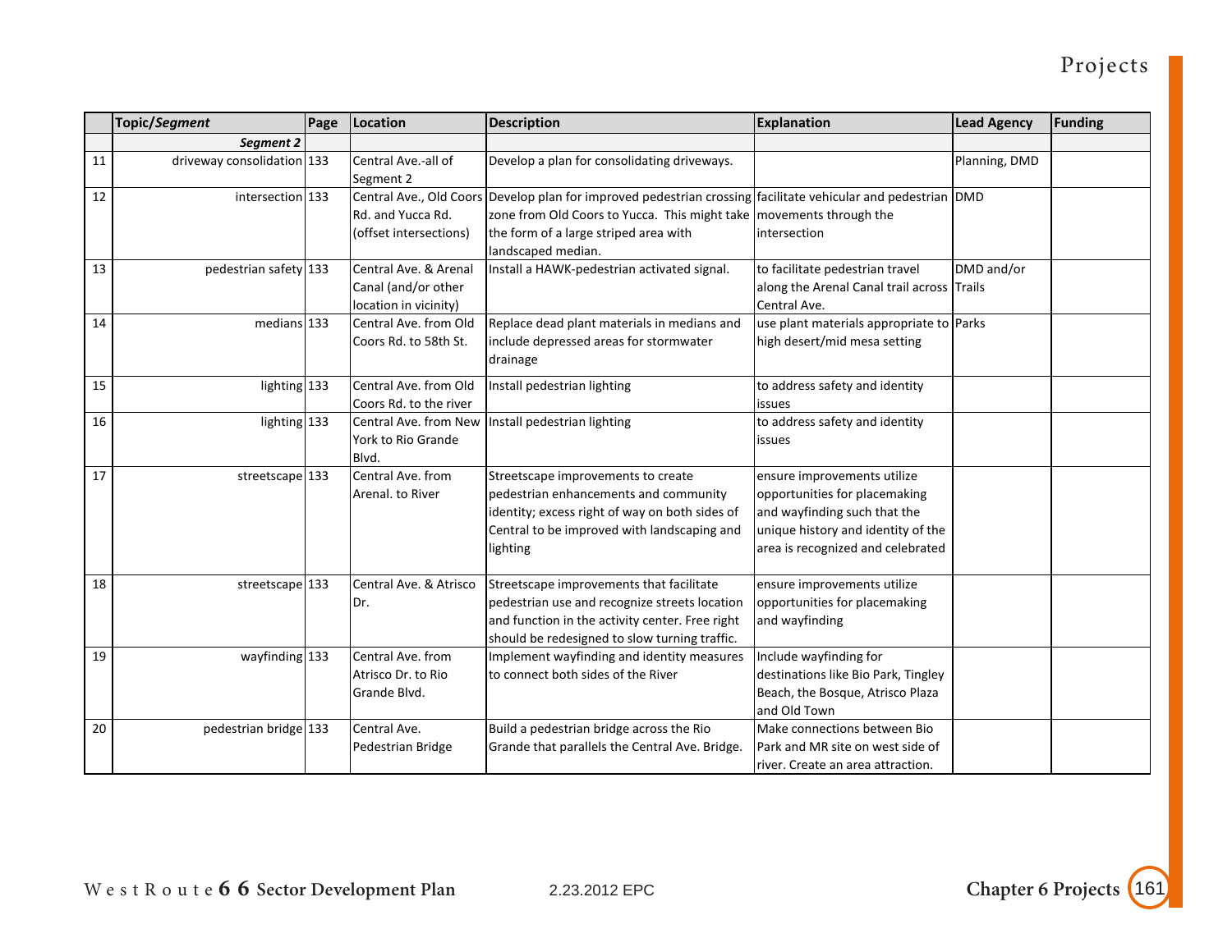# Projects

| | Topic/*Segment* | Page | Location | Description | Explanation | Lead Agency | Funding |
|---|---|---|---|---|---|---|---|
| | ***Segment 2*** | | | | | | |
| 11 | driveway consolidation | 133 | Central Ave.-all of Segment 2 | Develop a plan for consolidating driveways. | | Planning, DMD | |
| 12 | intersection | 133 | Central Ave., Old Coors Rd. and Yucca Rd. (offset intersections) | Develop plan for improved pedestrian crossing zone from Old Coors to Yucca. This might take the form of a large striped area with landscaped median. | facilitate vehicular and pedestrian movements through the intersection | DMD | |
| 13 | pedestrian safety | 133 | Central Ave. & Arenal Canal (and/or other location in vicinity) | Install a HAWK-pedestrian activated signal. | to facilitate pedestrian travel along the Arenal Canal trail across Central Ave. | DMD and/or Trails | |
| 14 | medians | 133 | Central Ave. from Old Coors Rd. to 58th St. | Replace dead plant materials in medians and include depressed areas for stormwater drainage | use plant materials appropriate to high desert/mid mesa setting | Parks | |
| 15 | lighting | 133 | Central Ave. from Old Coors Rd. to the river | Install pedestrian lighting | to address safety and identity issues | | |
| 16 | lighting | 133 | Central Ave. from New York to Rio Grande Blvd. | Install pedestrian lighting | to address safety and identity issues | | |
| 17 | streetscape | 133 | Central Ave. from Arenal. to River | Streetscape improvements to create pedestrian enhancements and community identity; excess right of way on both sides of Central to be improved with landscaping and lighting | ensure improvements utilize opportunities for placemaking and wayfinding such that the unique history and identity of the area is recognized and celebrated | | |
| 18 | streetscape | 133 | Central Ave. & Atrisco Dr. | Streetscape improvements that facilitate pedestrian use and recognize streets location and function in the activity center. Free right should be redesigned to slow turning traffic. | ensure improvements utilize opportunities for placemaking and wayfinding | | |
| 19 | wayfinding | 133 | Central Ave. from Atrisco Dr. to Rio Grande Blvd. | Implement wayfinding and identity measures to connect both sides of the River | Include wayfinding for destinations like Bio Park, Tingley Beach, the Bosque, Atrisco Plaza and Old Town | | |
| 20 | pedestrian bridge | 133 | Central Ave. Pedestrian Bridge | Build a pedestrian bridge across the Rio Grande that parallels the Central Ave. Bridge. | Make connections between Bio Park and MR site on west side of river. Create an area attraction. | | |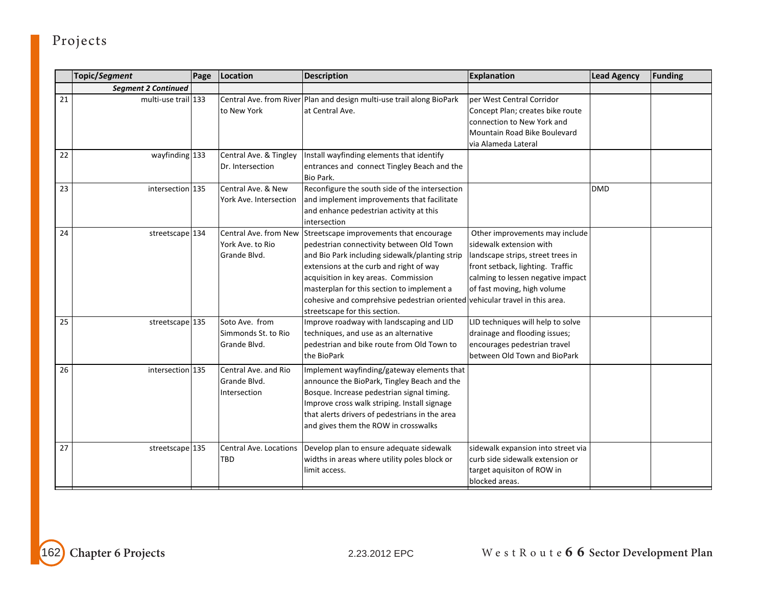# Projects

| | Topic/*Segment* | Page | Location | Description | Explanation | Lead Agency | Funding |
|---|---|---|---|---|---|---|---|
| | ***Segment 2 Continued*** | | | | | | |
| 21 | multi-use trail | 133 | Central Ave. from River to New York | Plan and design multi-use trail along BioPark at Central Ave. | per West Central Corridor Concept Plan; creates bike route connection to New York and Mountain Road Bike Boulevard via Alameda Lateral | | |
| 22 | wayfinding | 133 | Central Ave. & Tingley Dr. Intersection | Install wayfinding elements that identify entrances and connect Tingley Beach and the Bio Park. | | | |
| 23 | intersection | 135 | Central Ave. & New York Ave. Intersection | Reconfigure the south side of the intersection and implement improvements that facilitate and enhance pedestrian activity at this intersection | | DMD | |
| 24 | streetscape | 134 | Central Ave. from New York Ave. to Rio Grande Blvd. | Streetscape improvements that encourage pedestrian connectivity between Old Town and Bio Park including sidewalk/planting strip extensions at the curb and right of way acquisition in key areas. Commission masterplan for this section to implement a cohesive and comprehsive pedestrian oriented streetscape for this section. | Other improvements may include sidewalk extension with landscape strips, street trees in front setback, lighting. Traffic calming to lessen negative impact of fast moving, high volume vehicular travel in this area. | | |
| 25 | streetscape | 135 | Soto Ave. from Simmonds St. to Rio Grande Blvd. | Improve roadway with landscaping and LID techniques, and use as an alternative pedestrian and bike route from Old Town to the BioPark | LID techniques will help to solve drainage and flooding issues; encourages pedestrian travel between Old Town and BioPark | | |
| 26 | intersection | 135 | Central Ave. and Rio Grande Blvd. Intersection | Implement wayfinding/gateway elements that announce the BioPark, Tingley Beach and the Bosque. Increase pedestrian signal timing. Improve cross walk striping. Install signage that alerts drivers of pedestrians in the area and gives them the ROW in crosswalks | | | |
| 27 | streetscape | 135 | Central Ave. Locations TBD | Develop plan to ensure adequate sidewalk widths in areas where utility poles block or limit access. | sidewalk expansion into street via curb side sidewalk extension or target aquisiton of ROW in blocked areas. | | |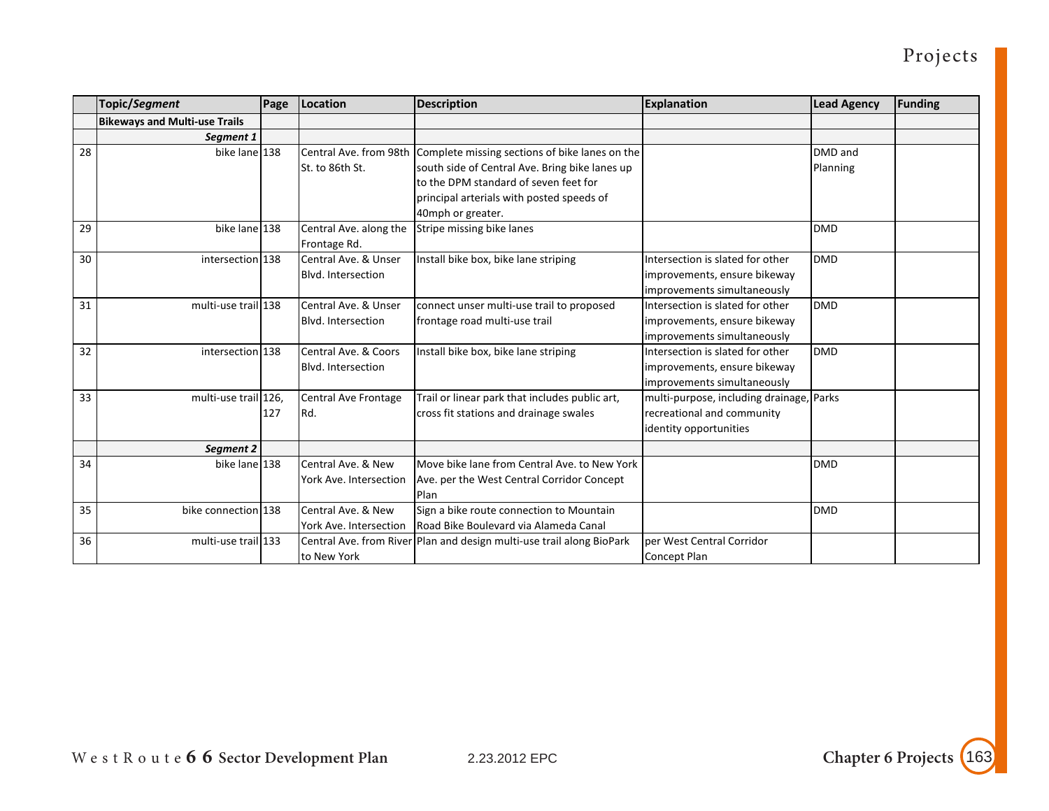| | Topic/*Segment* | Page | Location | Description | Explanation | Lead Agency | Funding |
|---|---|---|---|---|---|---|---|
| | **Bikeways and Multi-use Trails** | | | | | | |
| | ***Segment 1*** | | | | | | |
| 28 | bike lane | 138 | Central Ave. from 98th St. to 86th St. | Complete missing sections of bike lanes on the south side of Central Ave. Bring bike lanes up to the DPM standard of seven feet for principal arterials with posted speeds of 40mph or greater. | | DMD and Planning | |
| 29 | bike lane | 138 | Central Ave. along the Frontage Rd. | Stripe missing bike lanes | | DMD | |
| 30 | intersection | 138 | Central Ave. & Unser Blvd. Intersection | Install bike box, bike lane striping | Intersection is slated for other improvements, ensure bikeway improvements simultaneously | DMD | |
| 31 | multi-use trail | 138 | Central Ave. & Unser Blvd. Intersection | connect unser multi-use trail to proposed frontage road multi-use trail | Intersection is slated for other improvements, ensure bikeway improvements simultaneously | DMD | |
| 32 | intersection | 138 | Central Ave. & Coors Blvd. Intersection | Install bike box, bike lane striping | Intersection is slated for other improvements, ensure bikeway improvements simultaneously | DMD | |
| 33 | multi-use trail | 126, 127 | Central Ave Frontage Rd. | Trail or linear park that includes public art, cross fit stations and drainage swales | multi-purpose, including drainage, recreational and community identity opportunities | Parks | |
| | ***Segment 2*** | | | | | | |
| 34 | bike lane | 138 | Central Ave. & New York Ave. Intersection | Move bike lane from Central Ave. to New York Ave. per the West Central Corridor Concept Plan | | DMD | |
| 35 | bike connection | 138 | Central Ave. & New York Ave. Intersection | Sign a bike route connection to Mountain Road Bike Boulevard via Alameda Canal | | DMD | |
| 36 | multi-use trail | 133 | Central Ave. from River to New York | Plan and design multi-use trail along BioPark | per West Central Corridor Concept Plan | | |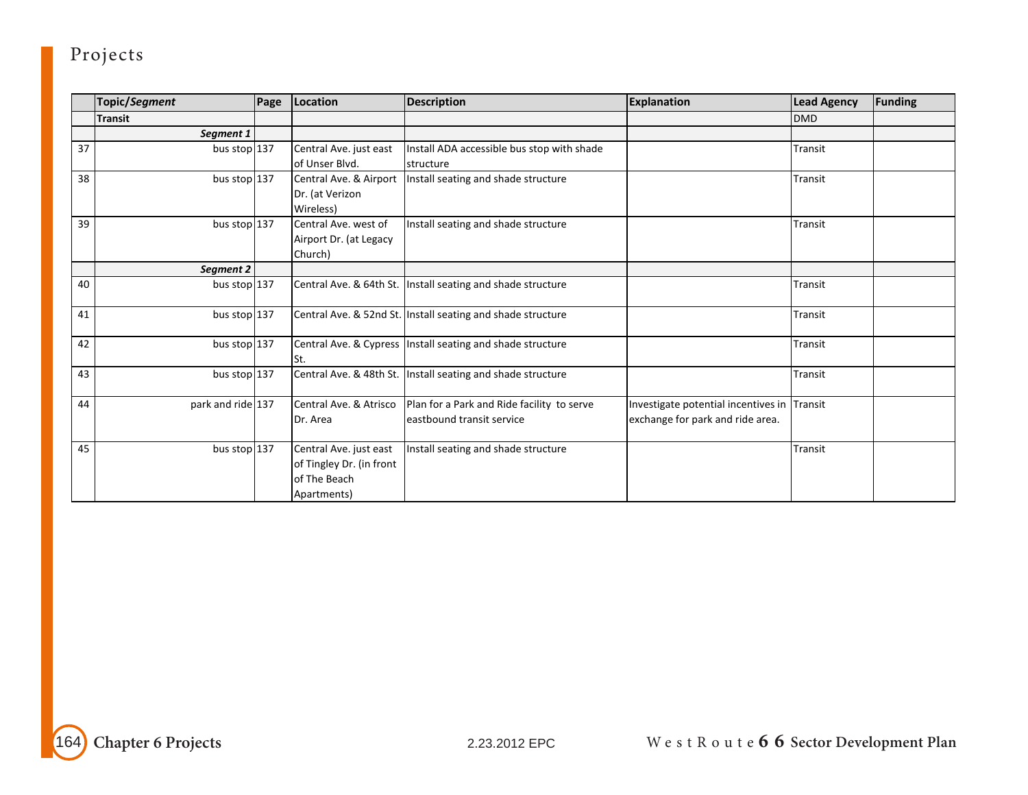# Projects

| | Topic/*Segment* | Page | Location | Description | Explanation | Lead Agency | Funding |
|---|---|---|---|---|---|---|---|
| | **Transit** | | | | | DMD | |
| | ***Segment 1*** | | | | | | |
| 37 | bus stop | 137 | Central Ave. just east of Unser Blvd. | Install ADA accessible bus stop with shade structure | | Transit | |
| 38 | bus stop | 137 | Central Ave. & Airport Dr. (at Verizon Wireless) | Install seating and shade structure | | Transit | |
| 39 | bus stop | 137 | Central Ave. west of Airport Dr. (at Legacy Church) | Install seating and shade structure | | Transit | |
| | ***Segment 2*** | | | | | | |
| 40 | bus stop | 137 | Central Ave. & 64th St. | Install seating and shade structure | | Transit | |
| 41 | bus stop | 137 | Central Ave. & 52nd St. | Install seating and shade structure | | Transit | |
| 42 | bus stop | 137 | Central Ave. & Cypress St. | Install seating and shade structure | | Transit | |
| 43 | bus stop | 137 | Central Ave. & 48th St. | Install seating and shade structure | | Transit | |
| 44 | park and ride | 137 | Central Ave. & Atrisco Dr. Area | Plan for a Park and Ride facility to serve eastbound transit service | Investigate potential incentives in exchange for park and ride area. | Transit | |
| 45 | bus stop | 137 | Central Ave. just east of Tingley Dr. (in front of The Beach Apartments) | Install seating and shade structure | | Transit | |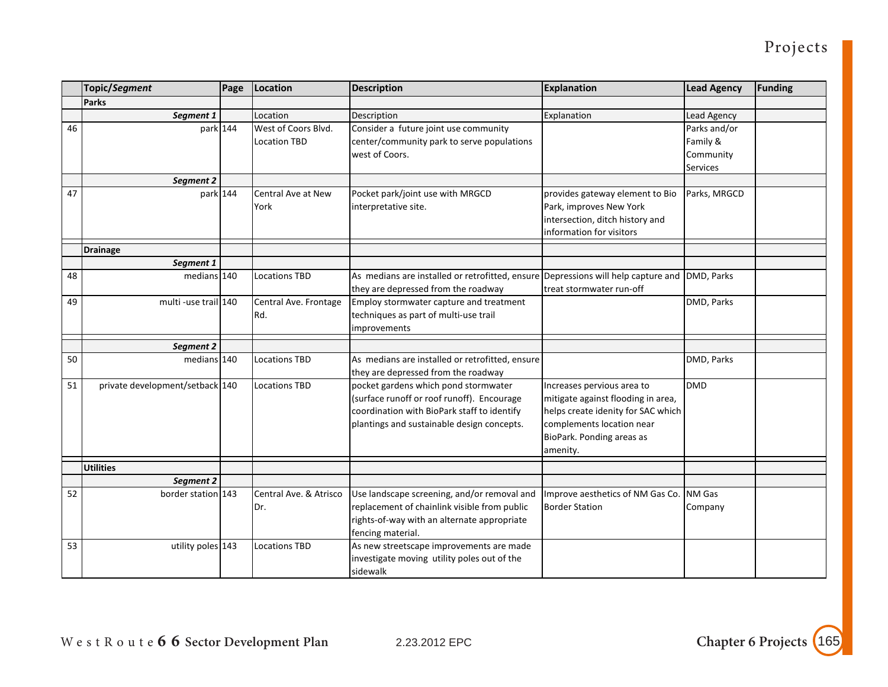# Projects

| | Topic/*Segment* | Page | Location | Description | Explanation | Lead Agency | Funding |
|---|---|---|---|---|---|---|---|
| | **Parks** | | | | | | |
| | ***Segment 1*** | | Location | Description | Explanation | Lead Agency | |
| 46 | park | 144 | West of Coors Blvd. Location TBD | Consider a future joint use community center/community park to serve populations west of Coors. | | Parks and/or Family & Community Services | |
| | ***Segment 2*** | | | | | | |
| 47 | park | 144 | Central Ave at New York | Pocket park/joint use with MRGCD interpretative site. | provides gateway element to Bio Park, improves New York intersection, ditch history and information for visitors | Parks, MRGCD | |
| | **Drainage** | | | | | | |
| | ***Segment 1*** | | | | | | |
| 48 | medians | 140 | Locations TBD | As medians are installed or retrofitted, ensure they are depressed from the roadway | Depressions will help capture and treat stormwater run-off | DMD, Parks | |
| 49 | multi -use trail | 140 | Central Ave. Frontage Rd. | Employ stormwater capture and treatment techniques as part of multi-use trail improvements | | DMD, Parks | |
| | ***Segment 2*** | | | | | | |
| 50 | medians | 140 | Locations TBD | As medians are installed or retrofitted, ensure they are depressed from the roadway | | DMD, Parks | |
| 51 | private development/setback | 140 | Locations TBD | pocket gardens which pond stormwater (surface runoff or roof runoff). Encourage coordination with BioPark staff to identify plantings and sustainable design concepts. | Increases pervious area to mitigate against flooding in area, helps create idenity for SAC which complements location near BioPark. Ponding areas as amenity. | DMD | |
| | **Utilities** | | | | | | |
| | ***Segment 2*** | | | | | | |
| 52 | border station | 143 | Central Ave. & Atrisco Dr. | Use landscape screening, and/or removal and replacement of chainlink visible from public rights-of-way with an alternate appropriate fencing material. | Improve aesthetics of NM Gas Co. Border Station | NM Gas Company | |
| 53 | utility poles | 143 | Locations TBD | As new streetscape improvements are made investigate moving utility poles out of the sidewalk | | | |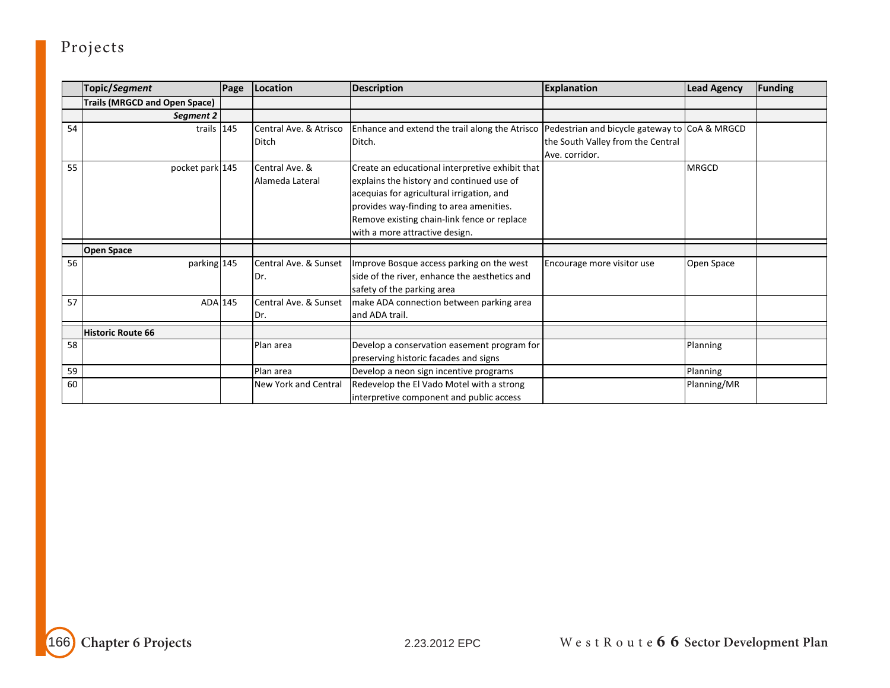# Projects

| | Topic/*Segment* | Page | Location | Description | Explanation | Lead Agency | Funding |
|---|---|---|---|---|---|---|---|
| | **Trails (MRGCD and Open Space)** | | | | | | |
| | ***Segment 2*** | | | | | | |
| 54 | trails | 145 | Central Ave. & Atrisco Ditch | Enhance and extend the trail along the Atrisco Ditch. | Pedestrian and bicycle gateway to the South Valley from the Central Ave. corridor. | CoA & MRGCD | |
| 55 | pocket park | 145 | Central Ave. & Alameda Lateral | Create an educational interpretive exhibit that explains the history and continued use of acequias for agricultural irrigation, and provides way-finding to area amenities. Remove existing chain-link fence or replace with a more attractive design. | | MRGCD | |
| | **Open Space** | | | | | | |
| 56 | parking | 145 | Central Ave. & Sunset Dr. | Improve Bosque access parking on the west side of the river, enhance the aesthetics and safety of the parking area | Encourage more visitor use | Open Space | |
| 57 | ADA | 145 | Central Ave. & Sunset Dr. | make ADA connection between parking area and ADA trail. | | | |
| | **Historic Route 66** | | | | | | |
| 58 | | | Plan area | Develop a conservation easement program for preserving historic facades and signs | | Planning | |
| 59 | | | Plan area | Develop a neon sign incentive programs | | Planning | |
| 60 | | | New York and Central | Redevelop the El Vado Motel with a strong interpretive component and public access | | Planning/MR | |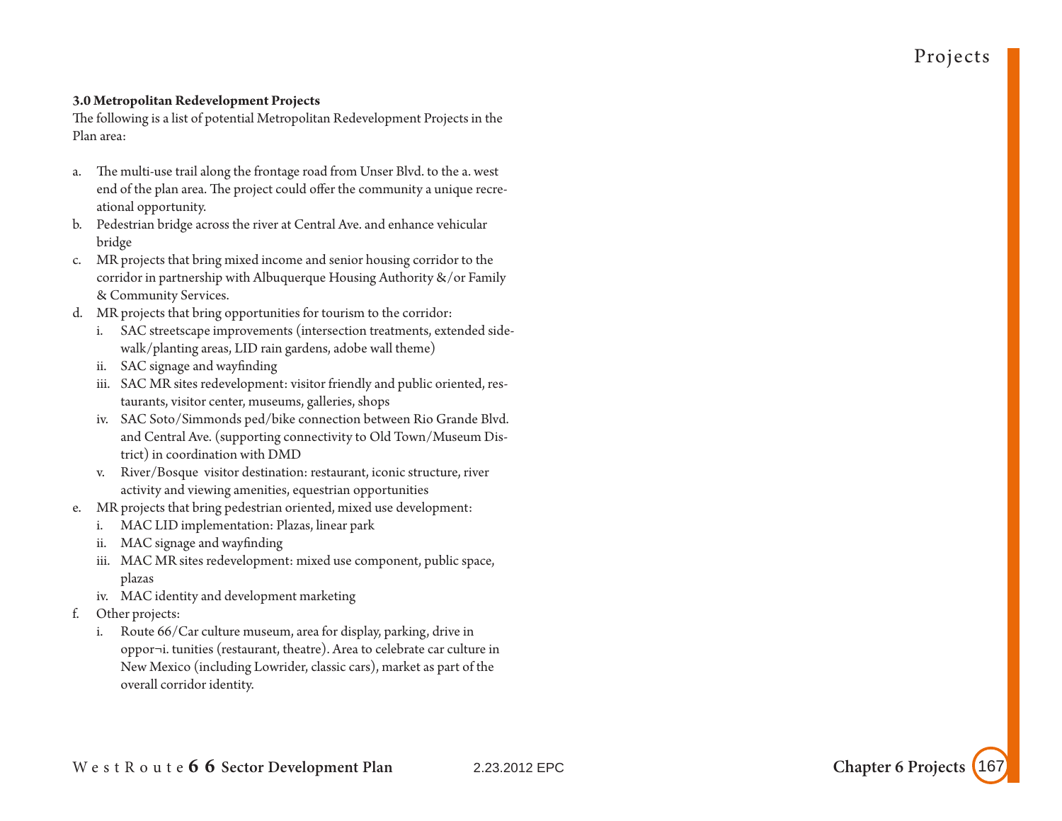**3.0 Metropolitan Redevelopment Projects**

The following is a list of potential Metropolitan Redevelopment Projects in the Plan area:

a. The multi-use trail along the frontage road from Unser Blvd. to the a. west end of the plan area. The project could offer the community a unique recreational opportunity.
b. Pedestrian bridge across the river at Central Ave. and enhance vehicular bridge
c. MR projects that bring mixed income and senior housing corridor to the corridor in partnership with Albuquerque Housing Authority &/or Family & Community Services.
d. MR projects that bring opportunities for tourism to the corridor:
   i. SAC streetscape improvements (intersection treatments, extended sidewalk/planting areas, LID rain gardens, adobe wall theme)
   ii. SAC signage and wayfinding
   iii. SAC MR sites redevelopment: visitor friendly and public oriented, restaurants, visitor center, museums, galleries, shops
   iv. SAC Soto/Simmonds ped/bike connection between Rio Grande Blvd. and Central Ave. (supporting connectivity to Old Town/Museum District) in coordination with DMD
   v. River/Bosque visitor destination: restaurant, iconic structure, river activity and viewing amenities, equestrian opportunities
e. MR projects that bring pedestrian oriented, mixed use development:
   i. MAC LID implementation: Plazas, linear park
   ii. MAC signage and wayfinding
   iii. MAC MR sites redevelopment: mixed use component, public space, plazas
   iv. MAC identity and development marketing
f. Other projects:
   i. Route 66/Car culture museum, area for display, parking, drive in oppor¬i. tunities (restaurant, theatre). Area to celebrate car culture in New Mexico (including Lowrider, classic cars), market as part of the overall corridor identity.